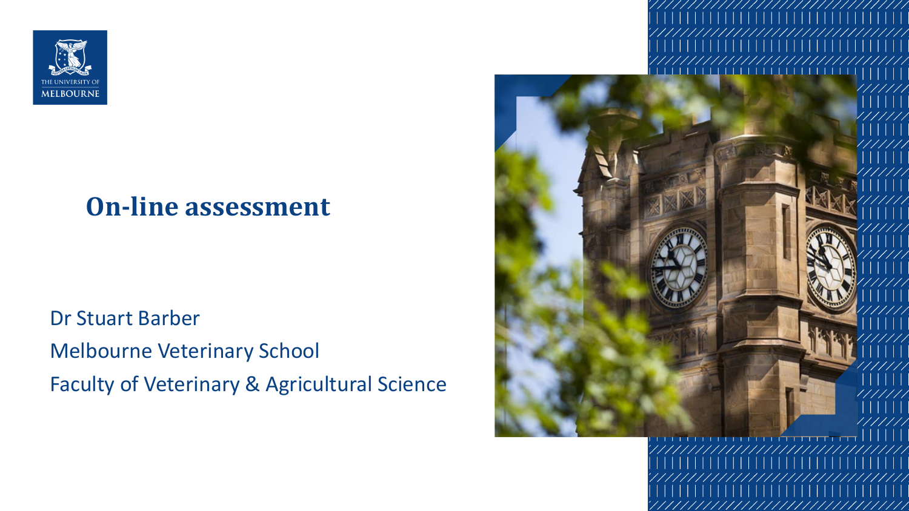# On-line assessment

Dr Stuart Barber

Melbourne Veterinary School

Faculty of Veterinary & Agricultural Science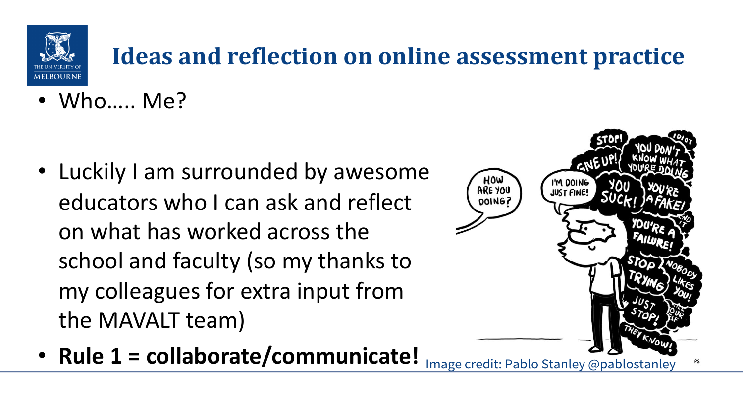# Ideas and reflection on online assessment practice

- Who….. Me?

- Luckily I am surrounded by awesome educators who I can ask and reflect on what has worked across the school and faculty (so my thanks to my colleagues for extra input from the MAVALT team)
- **Rule 1 = collaborate/communicate!**

Image credit: Pablo Stanley @pablostanley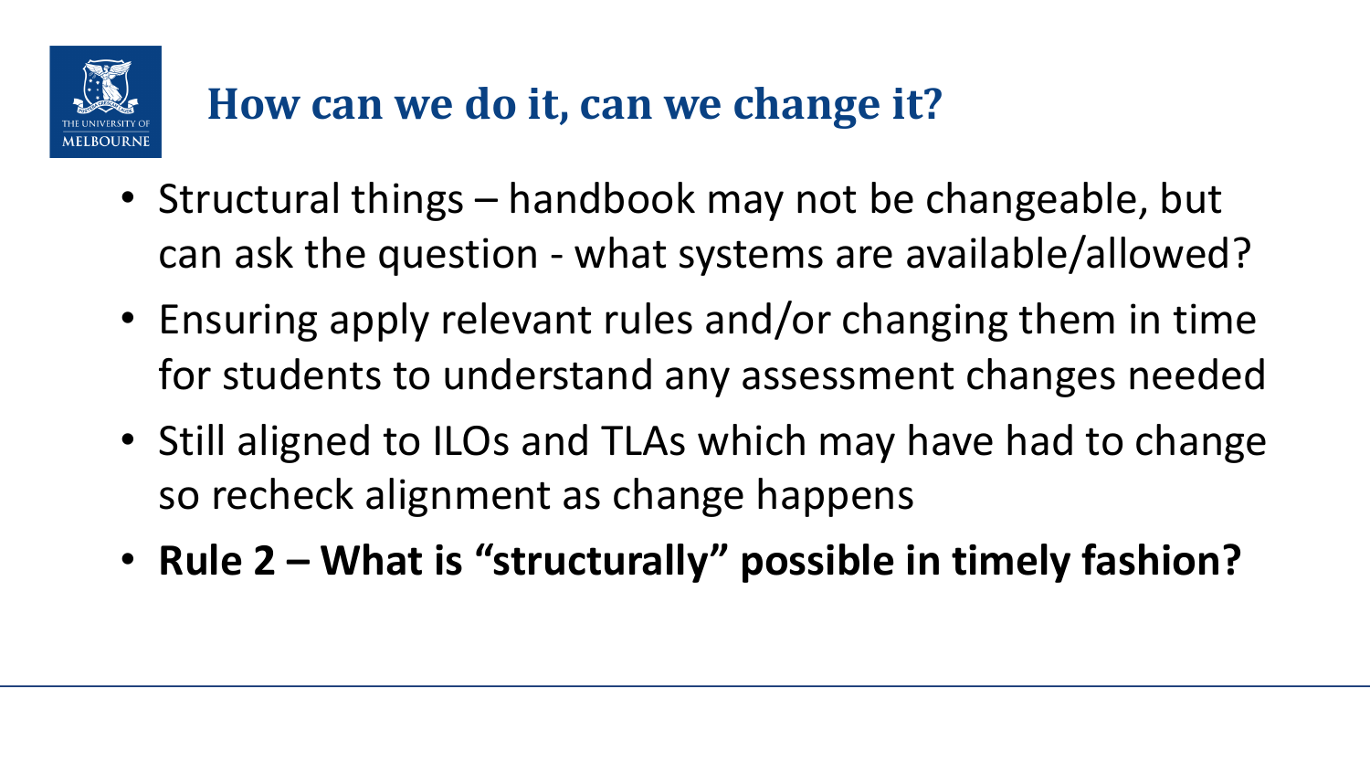# How can we do it, can we change it?

- Structural things – handbook may not be changeable, but can ask the question - what systems are available/allowed?
- Ensuring apply relevant rules and/or changing them in time for students to understand any assessment changes needed
- Still aligned to ILOs and TLAs which may have had to change so recheck alignment as change happens
- **Rule 2 – What is "structurally" possible in timely fashion?**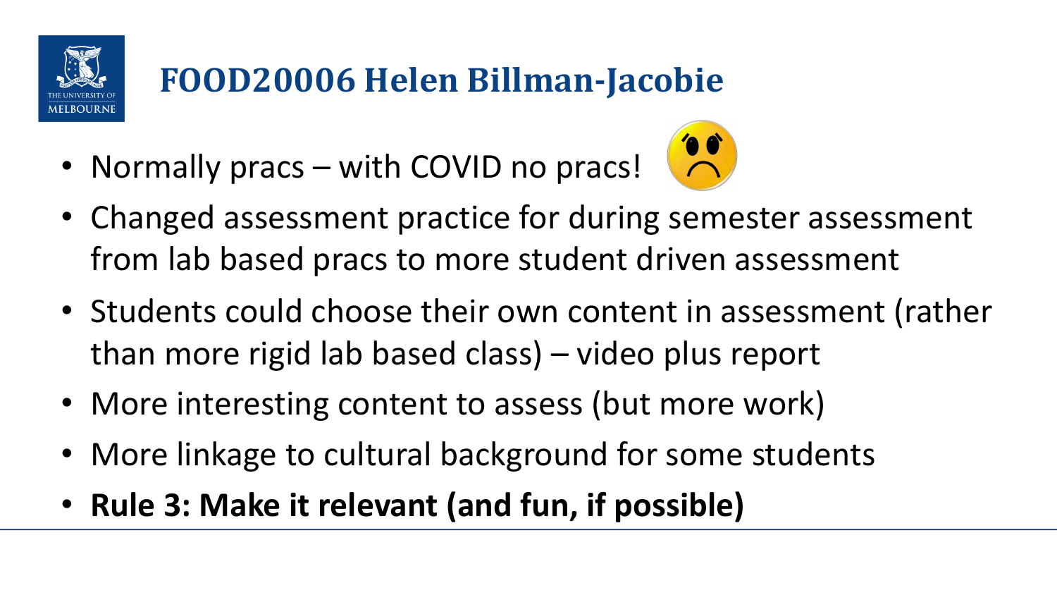# FOOD20006 Helen Billman-Jacobie

- Normally pracs – with COVID no pracs!
- Changed assessment practice for during semester assessment from lab based pracs to more student driven assessment
- Students could choose their own content in assessment (rather than more rigid lab based class) – video plus report
- More interesting content to assess (but more work)
- More linkage to cultural background for some students
- **Rule 3: Make it relevant (and fun, if possible)**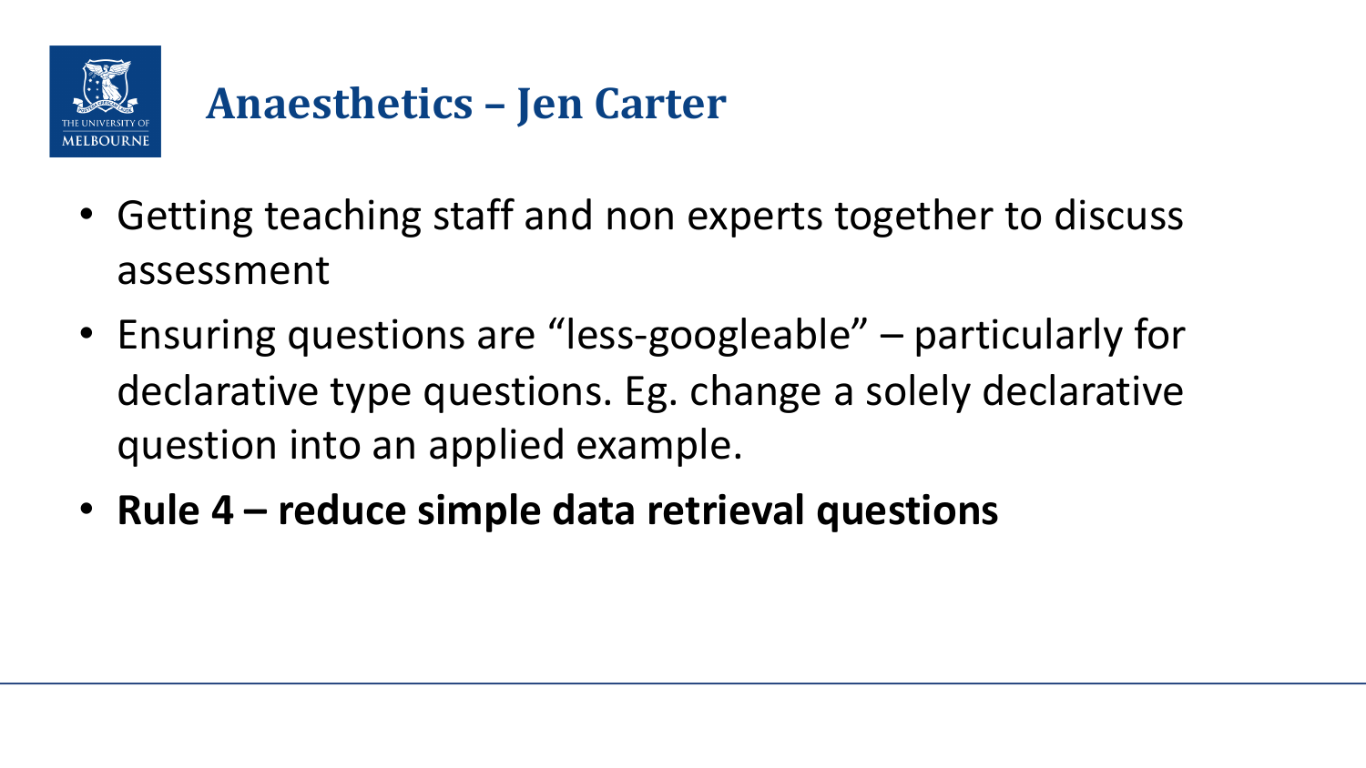# Anaesthetics – Jen Carter

- Getting teaching staff and non experts together to discuss assessment
- Ensuring questions are “less-googleable” – particularly for declarative type questions. Eg. change a solely declarative question into an applied example.
- **Rule 4 – reduce simple data retrieval questions**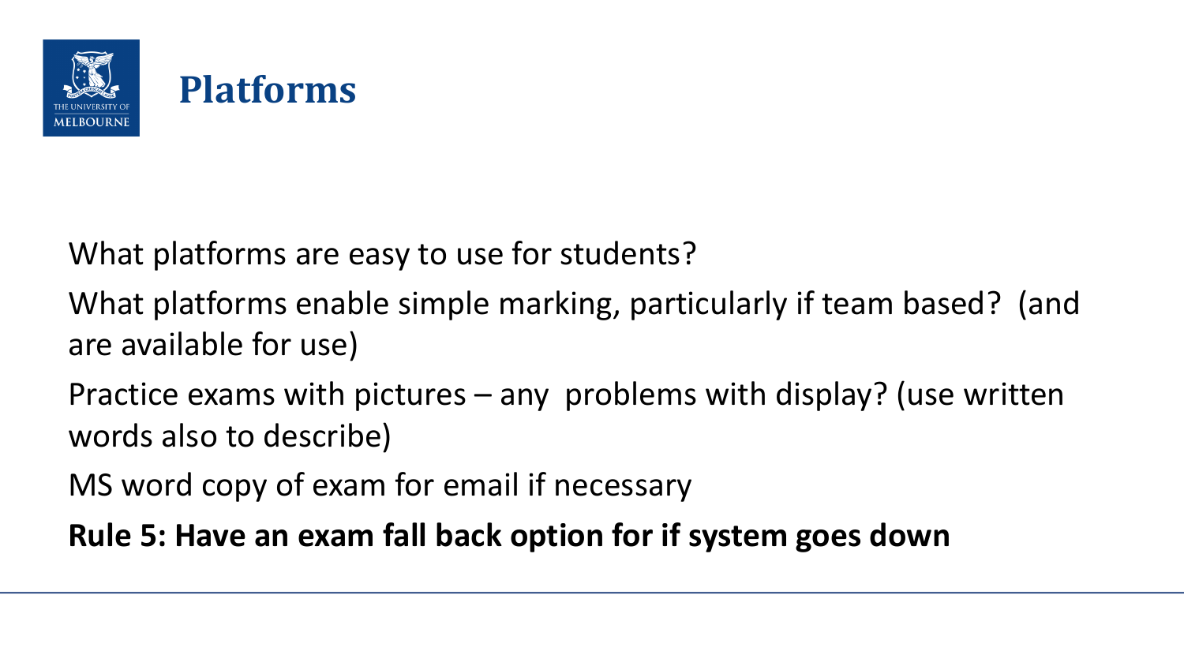# Platforms

What platforms are easy to use for students?

What platforms enable simple marking, particularly if team based? (and are available for use)

Practice exams with pictures – any problems with display? (use written words also to describe)

MS word copy of exam for email if necessary

**Rule 5: Have an exam fall back option for if system goes down**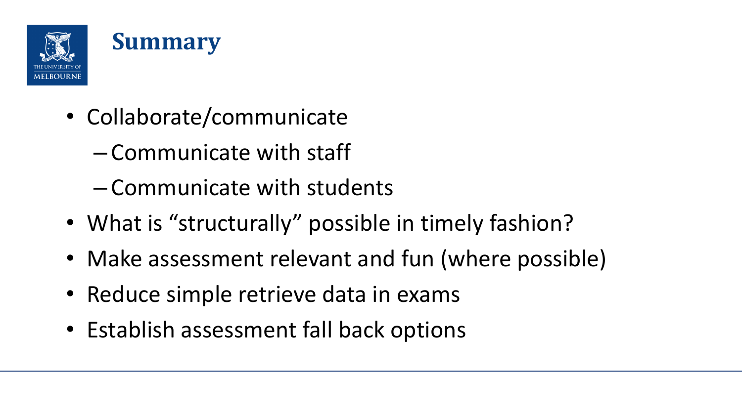# Summary

- Collaborate/communicate
  - Communicate with staff
  - Communicate with students
- What is "structurally" possible in timely fashion?
- Make assessment relevant and fun (where possible)
- Reduce simple retrieve data in exams
- Establish assessment fall back options